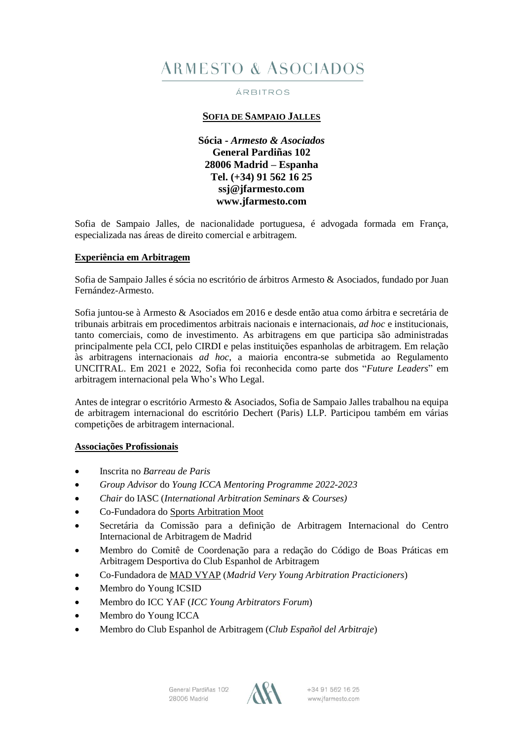# ARMESTO & ASOCIADOS

ÁRBITROS

## SOFIA DE SAMPAIO JALLES

**Sócia - *Armesto & Asociados***
**General Pardiñas 102**
**28006 Madrid – Espanha**
**Tel. (+34) 91 562 16 25**
**ssj@jfarmesto.com**
**www.jfarmesto.com**

Sofia de Sampaio Jalles, de nacionalidade portuguesa, é advogada formada em França, especializada nas áreas de direito comercial e arbitragem.

### Experiência em Arbitragem

Sofia de Sampaio Jalles é sócia no escritório de árbitros Armesto & Asociados, fundado por Juan Fernández-Armesto.

Sofia juntou-se à Armesto & Asociados em 2016 e desde então atua como árbitra e secretária de tribunais arbitrais em procedimentos arbitrais nacionais e internacionais, *ad hoc* e institucionais, tanto comerciais, como de investimento. As arbitragens em que participa são administradas principalmente pela CCI, pelo CIRDI e pelas instituições espanholas de arbitragem. Em relação às arbitragens internacionais *ad hoc*, a maioria encontra-se submetida ao Regulamento UNCITRAL. Em 2021 e 2022, Sofia foi reconhecida como parte dos "*Future Leaders*" em arbitragem internacional pela Who's Who Legal.

Antes de integrar o escritório Armesto & Asociados, Sofia de Sampaio Jalles trabalhou na equipa de arbitragem internacional do escritório Dechert (Paris) LLP. Participou também em várias competições de arbitragem internacional.

### Associações Profissionais

- Inscrita no *Barreau de Paris*
- *Group Advisor* do *Young ICCA Mentoring Programme 2022-2023*
- *Chair* do IASC (*International Arbitration Seminars & Courses)*
- Co-Fundadora do Sports Arbitration Moot
- Secretária da Comissão para a definição de Arbitragem Internacional do Centro Internacional de Arbitragem de Madrid
- Membro do Comitê de Coordenação para a redação do Código de Boas Práticas em Arbitragem Desportiva do Club Espanhol de Arbitragem
- Co-Fundadora de MAD VYAP (*Madrid Very Young Arbitration Practicioners*)
- Membro do Young ICSID
- Membro do ICC YAF (*ICC Young Arbitrators Forum*)
- Membro do Young ICCA
- Membro do Club Espanhol de Arbitragem (*Club Español del Arbitraje*)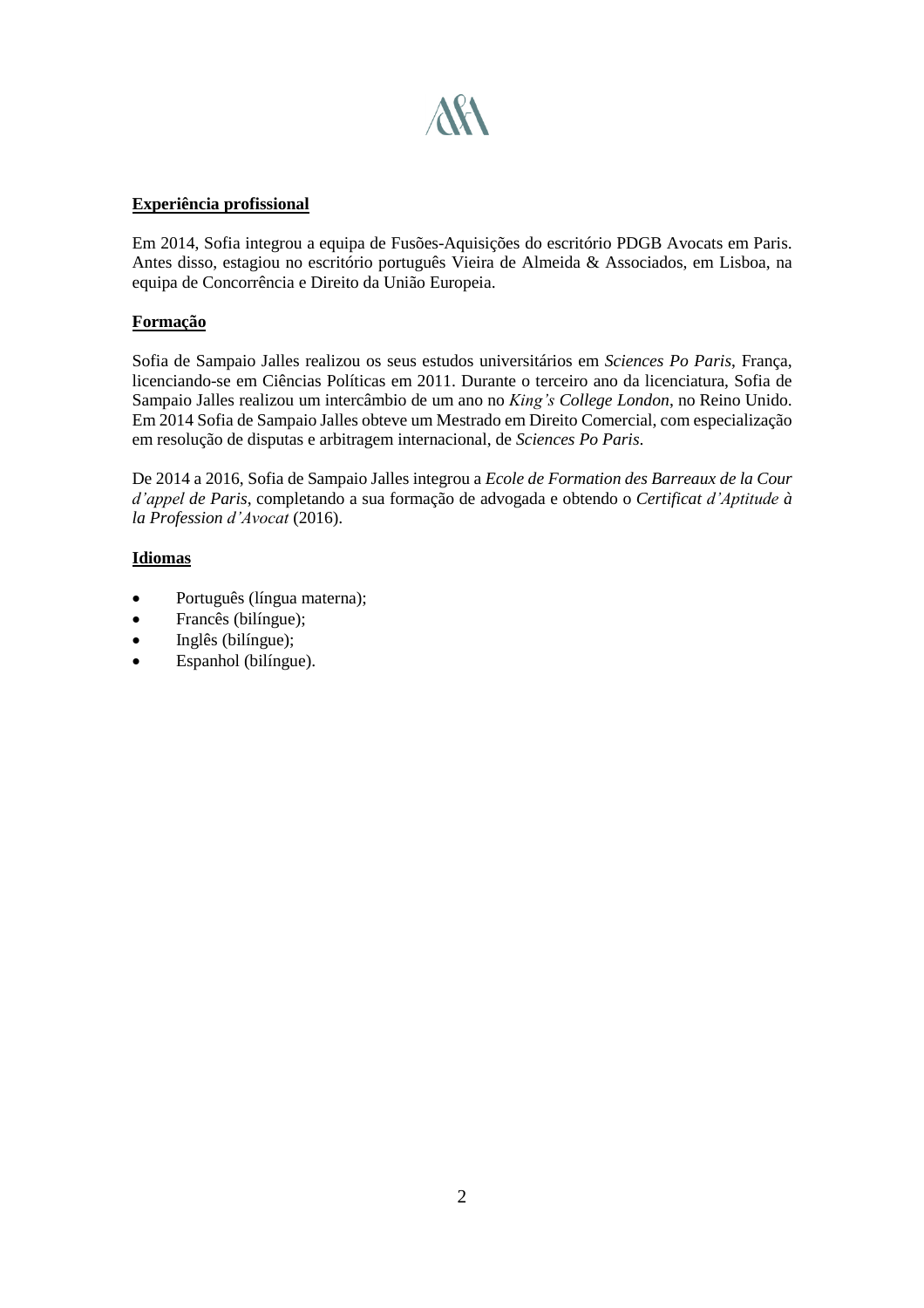**Experiência profissional**

Em 2014, Sofia integrou a equipa de Fusões-Aquisições do escritório PDGB Avocats em Paris. Antes disso, estagiou no escritório português Vieira de Almeida & Associados, em Lisboa, na equipa de Concorrência e Direito da União Europeia.

**Formação**

Sofia de Sampaio Jalles realizou os seus estudos universitários em *Sciences Po Paris*, França, licenciando-se em Ciências Políticas em 2011. Durante o terceiro ano da licenciatura, Sofia de Sampaio Jalles realizou um intercâmbio de um ano no *King's College London*, no Reino Unido. Em 2014 Sofia de Sampaio Jalles obteve um Mestrado em Direito Comercial, com especialização em resolução de disputas e arbitragem internacional, de *Sciences Po Paris*.

De 2014 a 2016, Sofia de Sampaio Jalles integrou a *Ecole de Formation des Barreaux de la Cour d'appel de Paris*, completando a sua formação de advogada e obtendo o *Certificat d'Aptitude à la Profession d'Avocat* (2016).

**Idiomas**

- Português (língua materna);
- Francês (bilíngue);
- Inglês (bilíngue);
- Espanhol (bilíngue).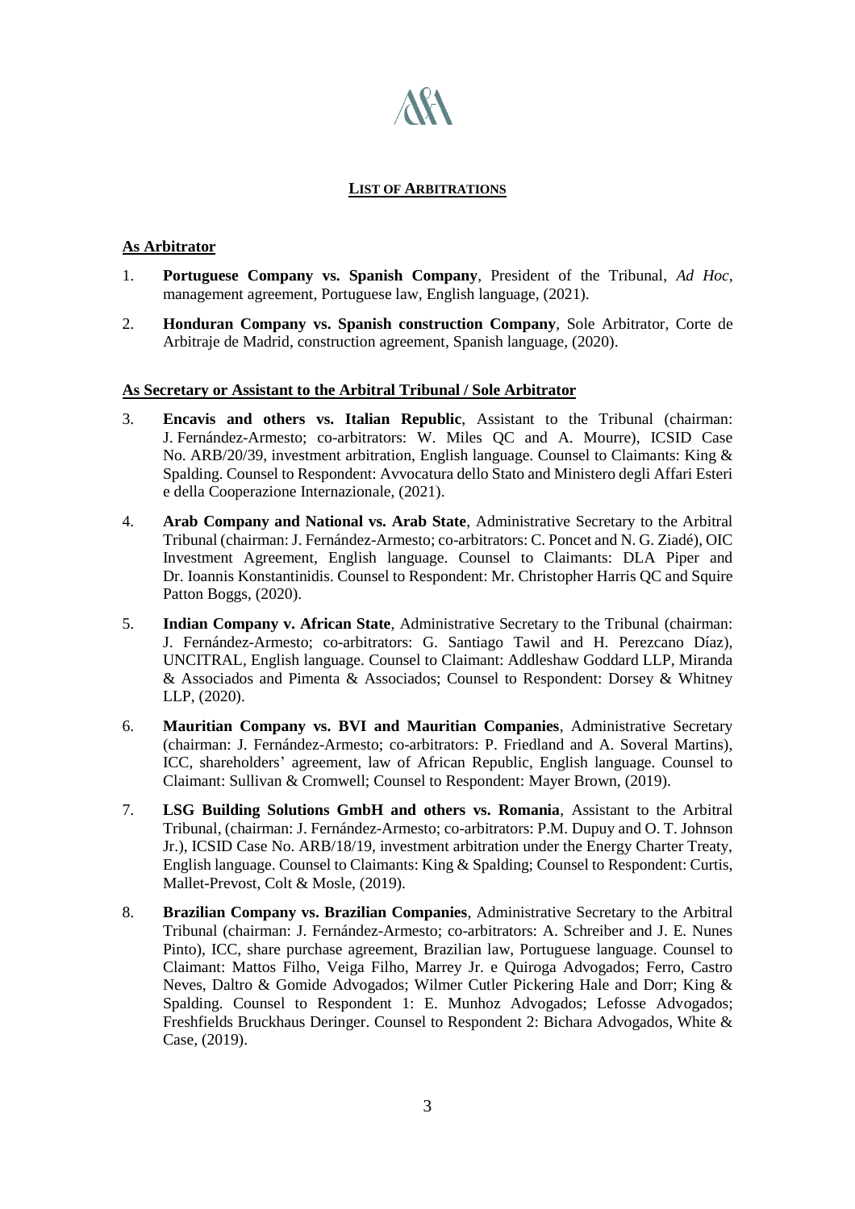## LIST OF ARBITRATIONS

### As Arbitrator

1. **Portuguese Company vs. Spanish Company**, President of the Tribunal, *Ad Hoc*, management agreement, Portuguese law, English language, (2021).

2. **Honduran Company vs. Spanish construction Company**, Sole Arbitrator, Corte de Arbitraje de Madrid, construction agreement, Spanish language, (2020).

### As Secretary or Assistant to the Arbitral Tribunal / Sole Arbitrator

3. **Encavis and others vs. Italian Republic**, Assistant to the Tribunal (chairman: J. Fernández-Armesto; co-arbitrators: W. Miles QC and A. Mourre), ICSID Case No. ARB/20/39, investment arbitration, English language. Counsel to Claimants: King & Spalding. Counsel to Respondent: Avvocatura dello Stato and Ministero degli Affari Esteri e della Cooperazione Internazionale, (2021).

4. **Arab Company and National vs. Arab State**, Administrative Secretary to the Arbitral Tribunal (chairman: J. Fernández-Armesto; co-arbitrators: C. Poncet and N. G. Ziadé), OIC Investment Agreement, English language. Counsel to Claimants: DLA Piper and Dr. Ioannis Konstantinidis. Counsel to Respondent: Mr. Christopher Harris QC and Squire Patton Boggs, (2020).

5. **Indian Company v. African State**, Administrative Secretary to the Tribunal (chairman: J. Fernández-Armesto; co-arbitrators: G. Santiago Tawil and H. Perezcano Díaz), UNCITRAL, English language. Counsel to Claimant: Addleshaw Goddard LLP, Miranda & Associados and Pimenta & Associados; Counsel to Respondent: Dorsey & Whitney LLP, (2020).

6. **Mauritian Company vs. BVI and Mauritian Companies**, Administrative Secretary (chairman: J. Fernández-Armesto; co-arbitrators: P. Friedland and A. Soveral Martins), ICC, shareholders' agreement, law of African Republic, English language. Counsel to Claimant: Sullivan & Cromwell; Counsel to Respondent: Mayer Brown, (2019).

7. **LSG Building Solutions GmbH and others vs. Romania**, Assistant to the Arbitral Tribunal, (chairman: J. Fernández-Armesto; co-arbitrators: P.M. Dupuy and O. T. Johnson Jr.), ICSID Case No. ARB/18/19, investment arbitration under the Energy Charter Treaty, English language. Counsel to Claimants: King & Spalding; Counsel to Respondent: Curtis, Mallet-Prevost, Colt & Mosle, (2019).

8. **Brazilian Company vs. Brazilian Companies**, Administrative Secretary to the Arbitral Tribunal (chairman: J. Fernández-Armesto; co-arbitrators: A. Schreiber and J. E. Nunes Pinto), ICC, share purchase agreement, Brazilian law, Portuguese language. Counsel to Claimant: Mattos Filho, Veiga Filho, Marrey Jr. e Quiroga Advogados; Ferro, Castro Neves, Daltro & Gomide Advogados; Wilmer Cutler Pickering Hale and Dorr; King & Spalding. Counsel to Respondent 1: E. Munhoz Advogados; Lefosse Advogados; Freshfields Bruckhaus Deringer. Counsel to Respondent 2: Bichara Advogados, White & Case, (2019).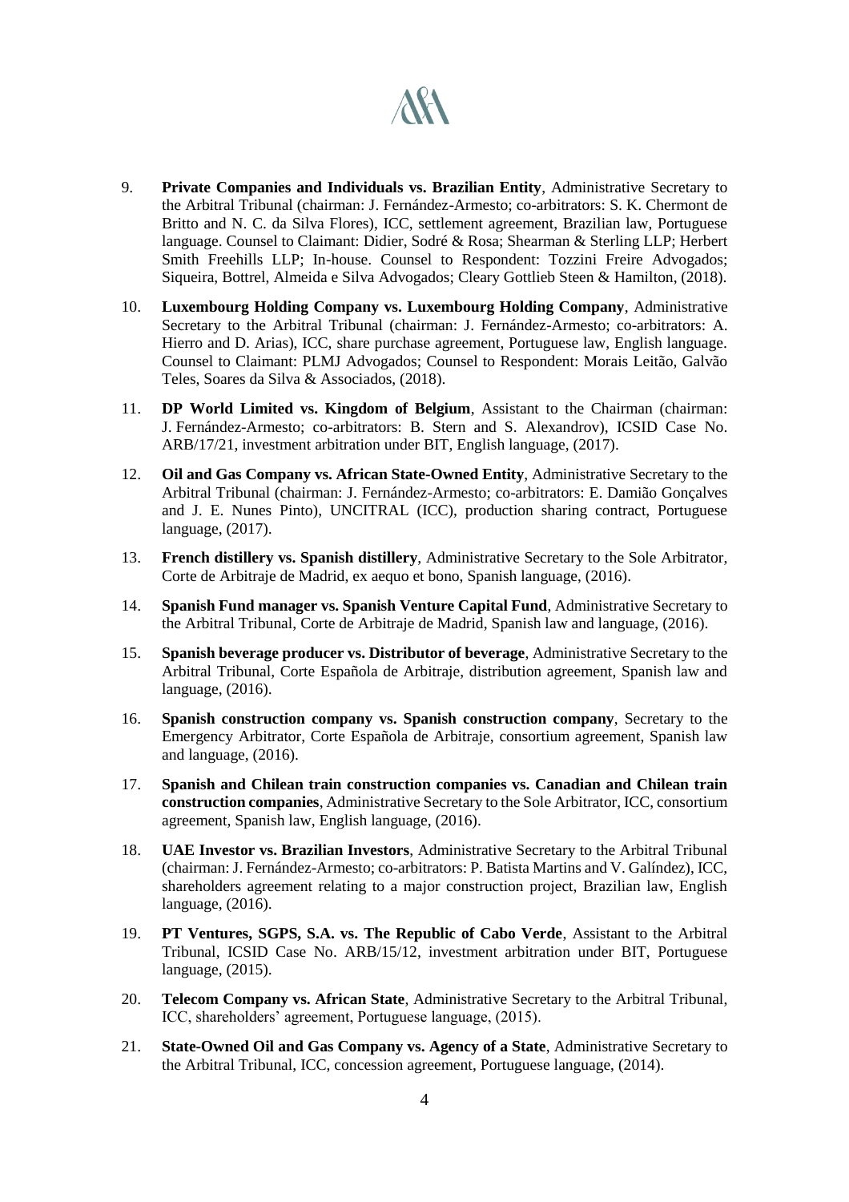9. **Private Companies and Individuals vs. Brazilian Entity**, Administrative Secretary to the Arbitral Tribunal (chairman: J. Fernández-Armesto; co-arbitrators: S. K. Chermont de Britto and N. C. da Silva Flores), ICC, settlement agreement, Brazilian law, Portuguese language. Counsel to Claimant: Didier, Sodré & Rosa; Shearman & Sterling LLP; Herbert Smith Freehills LLP; In-house. Counsel to Respondent: Tozzini Freire Advogados; Siqueira, Bottrel, Almeida e Silva Advogados; Cleary Gottlieb Steen & Hamilton, (2018).

10. **Luxembourg Holding Company vs. Luxembourg Holding Company**, Administrative Secretary to the Arbitral Tribunal (chairman: J. Fernández-Armesto; co-arbitrators: A. Hierro and D. Arias), ICC, share purchase agreement, Portuguese law, English language. Counsel to Claimant: PLMJ Advogados; Counsel to Respondent: Morais Leitão, Galvão Teles, Soares da Silva & Associados, (2018).

11. **DP World Limited vs. Kingdom of Belgium**, Assistant to the Chairman (chairman: J. Fernández-Armesto; co-arbitrators: B. Stern and S. Alexandrov), ICSID Case No. ARB/17/21, investment arbitration under BIT, English language, (2017).

12. **Oil and Gas Company vs. African State-Owned Entity**, Administrative Secretary to the Arbitral Tribunal (chairman: J. Fernández-Armesto; co-arbitrators: E. Damião Gonçalves and J. E. Nunes Pinto), UNCITRAL (ICC), production sharing contract, Portuguese language, (2017).

13. **French distillery vs. Spanish distillery**, Administrative Secretary to the Sole Arbitrator, Corte de Arbitraje de Madrid, ex aequo et bono, Spanish language, (2016).

14. **Spanish Fund manager vs. Spanish Venture Capital Fund**, Administrative Secretary to the Arbitral Tribunal, Corte de Arbitraje de Madrid, Spanish law and language, (2016).

15. **Spanish beverage producer vs. Distributor of beverage**, Administrative Secretary to the Arbitral Tribunal, Corte Española de Arbitraje, distribution agreement, Spanish law and language, (2016).

16. **Spanish construction company vs. Spanish construction company**, Secretary to the Emergency Arbitrator, Corte Española de Arbitraje, consortium agreement, Spanish law and language, (2016).

17. **Spanish and Chilean train construction companies vs. Canadian and Chilean train construction companies**, Administrative Secretary to the Sole Arbitrator, ICC, consortium agreement, Spanish law, English language, (2016).

18. **UAE Investor vs. Brazilian Investors**, Administrative Secretary to the Arbitral Tribunal (chairman: J. Fernández-Armesto; co-arbitrators: P. Batista Martins and V. Galíndez), ICC, shareholders agreement relating to a major construction project, Brazilian law, English language, (2016).

19. **PT Ventures, SGPS, S.A. vs. The Republic of Cabo Verde**, Assistant to the Arbitral Tribunal, ICSID Case No. ARB/15/12, investment arbitration under BIT, Portuguese language, (2015).

20. **Telecom Company vs. African State**, Administrative Secretary to the Arbitral Tribunal, ICC, shareholders' agreement, Portuguese language, (2015).

21. **State-Owned Oil and Gas Company vs. Agency of a State**, Administrative Secretary to the Arbitral Tribunal, ICC, concession agreement, Portuguese language, (2014).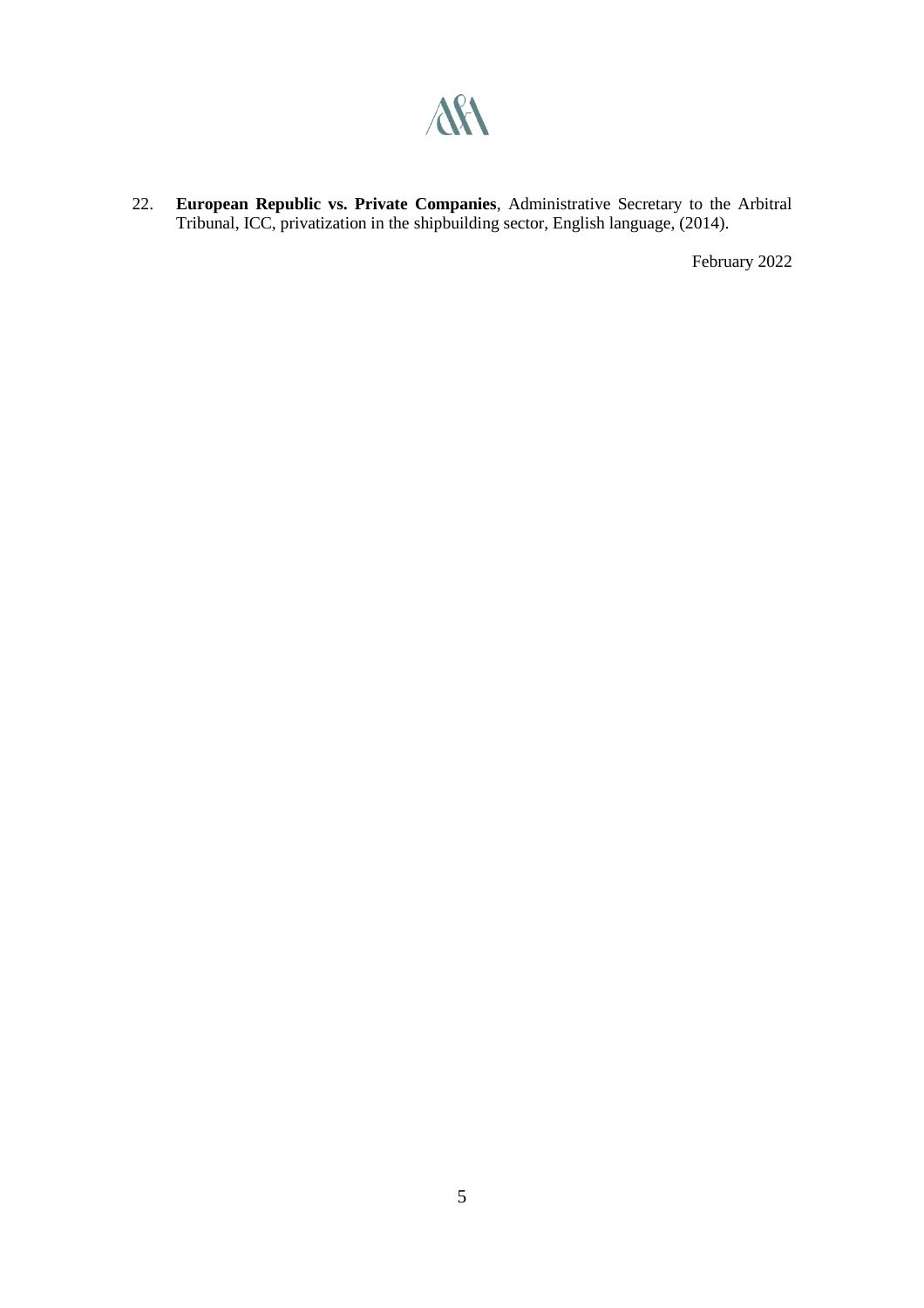22. **European Republic vs. Private Companies**, Administrative Secretary to the Arbitral Tribunal, ICC, privatization in the shipbuilding sector, English language, (2014).

February 2022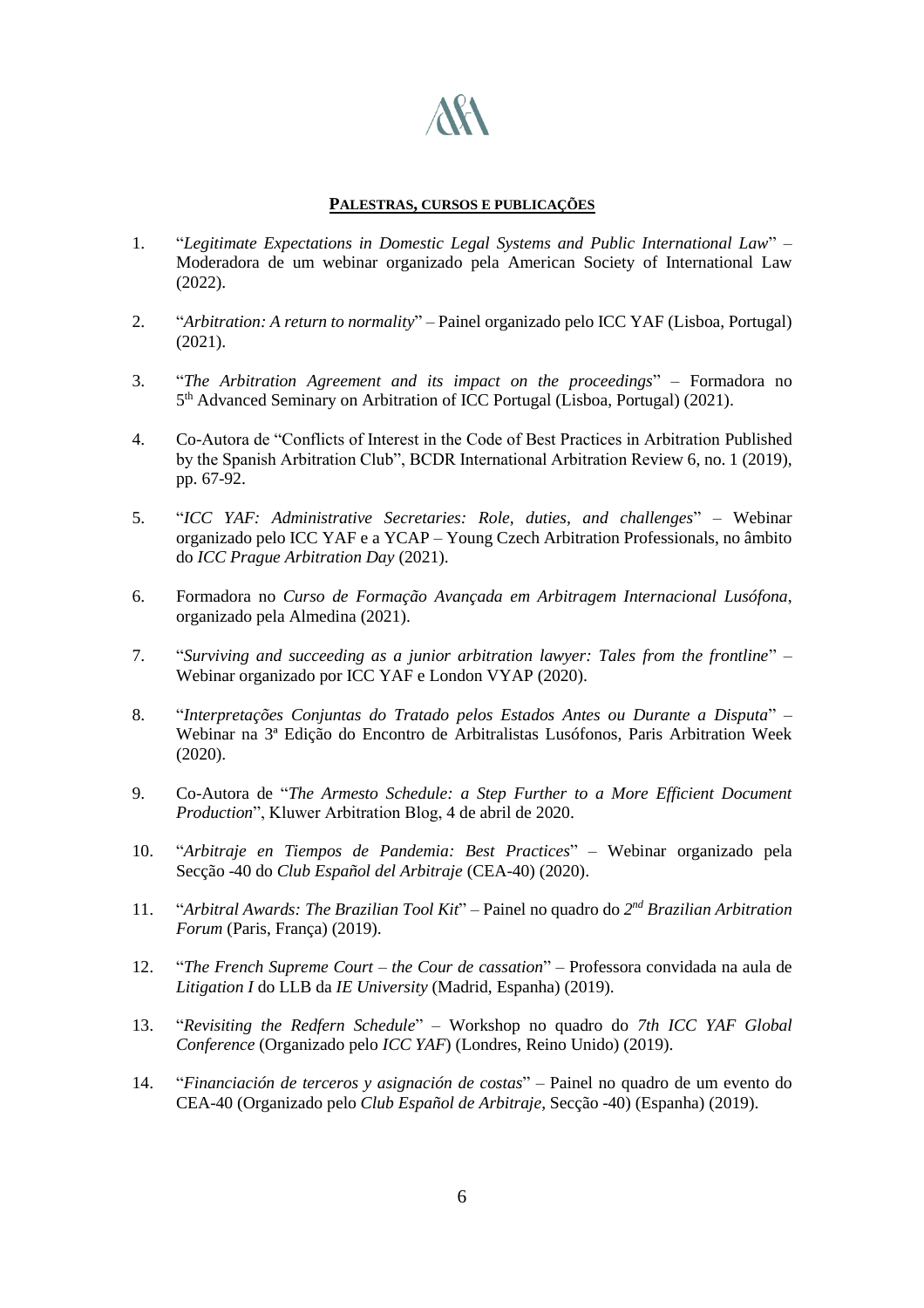**PALESTRAS, CURSOS E PUBLICAÇÕES**

1. "*Legitimate Expectations in Domestic Legal Systems and Public International Law*" – Moderadora de um webinar organizado pela American Society of International Law (2022).

2. "*Arbitration: A return to normality*" – Painel organizado pelo ICC YAF (Lisboa, Portugal) (2021).

3. "*The Arbitration Agreement and its impact on the proceedings*" – Formadora no 5th Advanced Seminary on Arbitration of ICC Portugal (Lisboa, Portugal) (2021).

4. Co-Autora de "Conflicts of Interest in the Code of Best Practices in Arbitration Published by the Spanish Arbitration Club", BCDR International Arbitration Review 6, no. 1 (2019), pp. 67-92.

5. "*ICC YAF: Administrative Secretaries: Role, duties, and challenges*" – Webinar organizado pelo ICC YAF e a YCAP – Young Czech Arbitration Professionals, no âmbito do *ICC Prague Arbitration Day* (2021).

6. Formadora no *Curso de Formação Avançada em Arbitragem Internacional Lusófona*, organizado pela Almedina (2021).

7. "*Surviving and succeeding as a junior arbitration lawyer: Tales from the frontline*" – Webinar organizado por ICC YAF e London VYAP (2020).

8. "*Interpretações Conjuntas do Tratado pelos Estados Antes ou Durante a Disputa*" – Webinar na 3ª Edição do Encontro de Arbitralistas Lusófonos, Paris Arbitration Week (2020).

9. Co-Autora de "*The Armesto Schedule: a Step Further to a More Efficient Document Production*", Kluwer Arbitration Blog, 4 de abril de 2020.

10. "*Arbitraje en Tiempos de Pandemia: Best Practices*" – Webinar organizado pela Secção -40 do *Club Español del Arbitraje* (CEA-40) (2020).

11. "*Arbitral Awards: The Brazilian Tool Kit*" – Painel no quadro do *2nd Brazilian Arbitration Forum* (Paris, França) (2019).

12. "*The French Supreme Court – the Cour de cassation*" – Professora convidada na aula de *Litigation I* do LLB da *IE University* (Madrid, Espanha) (2019).

13. "*Revisiting the Redfern Schedule*" – Workshop no quadro do *7th ICC YAF Global Conference* (Organizado pelo *ICC YAF*) (Londres, Reino Unido) (2019).

14. "*Financiación de terceros y asignación de costas*" – Painel no quadro de um evento do CEA-40 (Organizado pelo *Club Español de Arbitraje*, Secção -40) (Espanha) (2019).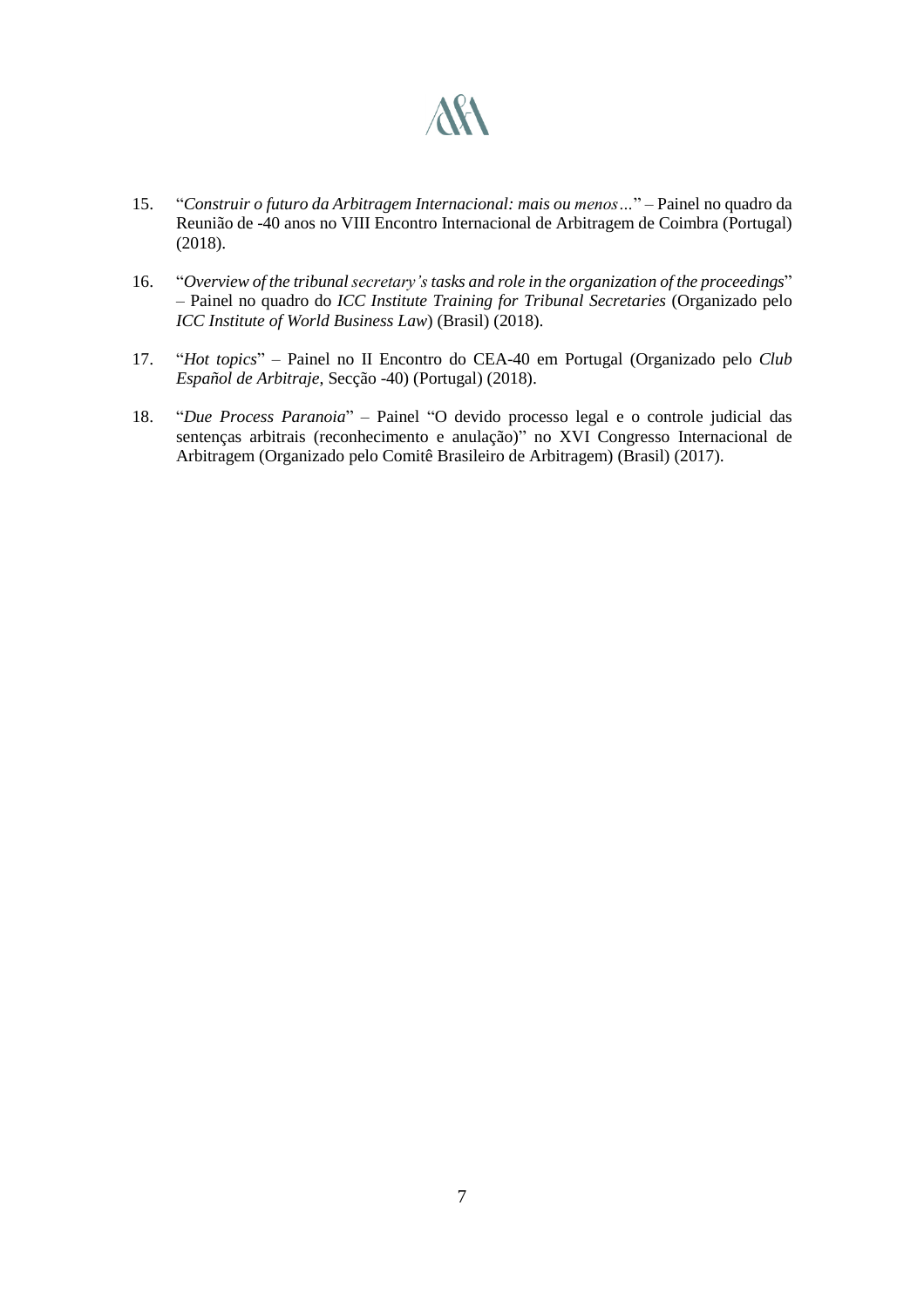15. "*Construir o futuro da Arbitragem Internacional: mais ou menos…*" – Painel no quadro da Reunião de -40 anos no VIII Encontro Internacional de Arbitragem de Coimbra (Portugal) (2018).

16. "*Overview of the tribunal secretary's tasks and role in the organization of the proceedings*" – Painel no quadro do *ICC Institute Training for Tribunal Secretaries* (Organizado pelo *ICC Institute of World Business Law*) (Brasil) (2018).

17. "*Hot topics*" – Painel no II Encontro do CEA-40 em Portugal (Organizado pelo *Club Español de Arbitraje*, Secção -40) (Portugal) (2018).

18. "*Due Process Paranoia*" – Painel "O devido processo legal e o controle judicial das sentenças arbitrais (reconhecimento e anulação)" no XVI Congresso Internacional de Arbitragem (Organizado pelo Comitê Brasileiro de Arbitragem) (Brasil) (2017).